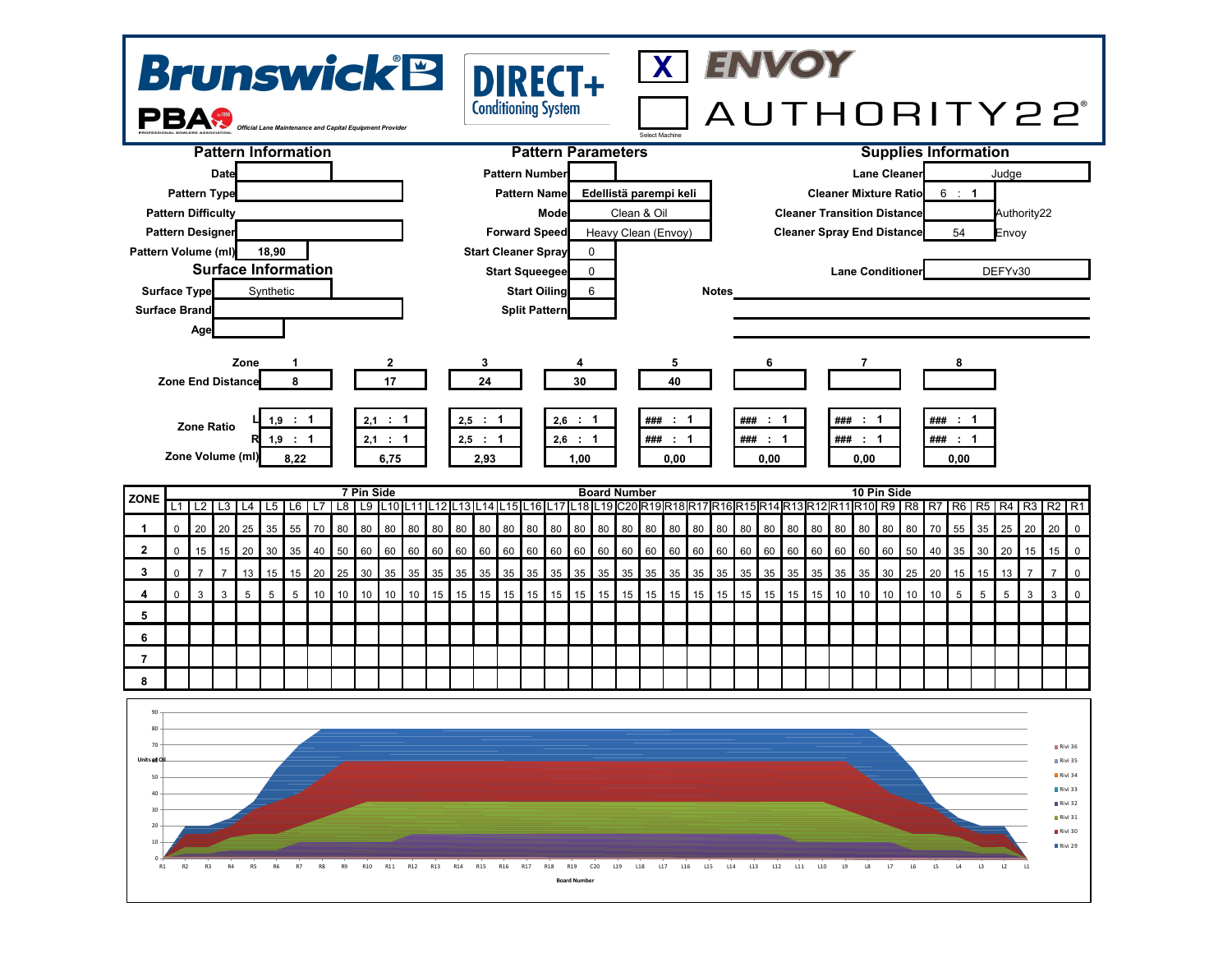Brunswick | PBA — Official Lane Maintenance and Capital Equipment Provider | DIRECT+ Conditioning System

[X] ENVOY
[ ] AUTHORITY22

Select Machine

## Pattern Information

| | |
|---|---|
| Date | |
| Pattern Type | |
| Pattern Difficulty | |
| Pattern Designer | |
| Pattern Volume (ml) | 18,90 |

## Surface Information

| | |
|---|---|
| Surface Type | Synthetic |
| Surface Brand | |
| Age | |

## Pattern Parameters

| | |
|---|---|
| Pattern Number | |
| Pattern Name | Edellistä parempi keli |
| Mode | Clean & Oil |
| Forward Speed | Heavy Clean (Envoy) |
| Start Cleaner Spray | 0 |
| Start Squeegee | 0 |
| Start Oiling | 6 |
| Split Pattern | |

## Supplies Information

| | | |
|---|---|---|
| Lane Cleaner | Judge | |
| Cleaner Mixture Ratio | 6 : 1 | |
| Cleaner Transition Distance | | Authority22 |
| Cleaner Spray End Distance | 54 | Envoy |
| Lane Conditioner | DEFYv30 | |

Notes

| Zone | 1 | 2 | 3 | 4 | 5 | 6 | 7 | 8 |
|---|---|---|---|---|---|---|---|---|
| Zone End Distance | 8 | 17 | 24 | 30 | 40 | | | |
| Zone Ratio L | 1,9 : 1 | 2,1 : 1 | 2,5 : 1 | 2,6 : 1 | ### : 1 | ### : 1 | ### : 1 | ### : 1 |
| Zone Ratio R | 1,9 : 1 | 2,1 : 1 | 2,5 : 1 | 2,6 : 1 | ### : 1 | ### : 1 | ### : 1 | ### : 1 |
| Zone Volume (ml) | 8,22 | 6,75 | 2,93 | 1,00 | 0,00 | 0,00 | 0,00 | 0,00 |

| ZONE | L1 | L2 | L3 | L4 | L5 | L6 | L7 | L8 | L9 | L10 | L11 | L12 | L13 | L14 | L15 | L16 | L17 | L18 | L19 | C20 | R19 | R18 | R17 | R16 | R15 | R14 | R13 | R12 | R11 | R10 | R9 | R8 | R7 | R6 | R5 | R4 | R3 | R2 | R1 |
|---|---|---|---|---|---|---|---|---|---|---|---|---|---|---|---|---|---|---|---|---|---|---|---|---|---|---|---|---|---|---|---|---|---|---|---|---|---|---|---|
| 1 | 0 | 20 | 20 | 25 | 35 | 55 | 70 | 80 | 80 | 80 | 80 | 80 | 80 | 80 | 80 | 80 | 80 | 80 | 80 | 80 | 80 | 80 | 80 | 80 | 80 | 80 | 80 | 80 | 80 | 80 | 80 | 80 | 70 | 55 | 35 | 25 | 20 | 20 | 0 |
| 2 | 0 | 15 | 15 | 20 | 30 | 35 | 40 | 50 | 60 | 60 | 60 | 60 | 60 | 60 | 60 | 60 | 60 | 60 | 60 | 60 | 60 | 60 | 60 | 60 | 60 | 60 | 60 | 60 | 60 | 60 | 60 | 50 | 40 | 35 | 30 | 20 | 15 | 15 | 0 |
| 3 | 0 | 7 | 7 | 13 | 15 | 15 | 20 | 25 | 30 | 35 | 35 | 35 | 35 | 35 | 35 | 35 | 35 | 35 | 35 | 35 | 35 | 35 | 35 | 35 | 35 | 35 | 35 | 35 | 35 | 35 | 30 | 25 | 20 | 15 | 15 | 13 | 7 | 7 | 0 |
| 4 | 0 | 3 | 3 | 5 | 5 | 5 | 10 | 10 | 10 | 10 | 10 | 15 | 15 | 15 | 15 | 15 | 15 | 15 | 15 | 15 | 15 | 15 | 15 | 15 | 15 | 15 | 15 | 15 | 10 | 10 | 10 | 10 | 10 | 5 | 5 | 5 | 3 | 3 | 0 |
| 5 | | | | | | | | | | | | | | | | | | | | | | | | | | | | | | | | | | | | | | | |
| 6 | | | | | | | | | | | | | | | | | | | | | | | | | | | | | | | | | | | | | | | |
| 7 | | | | | | | | | | | | | | | | | | | | | | | | | | | | | | | | | | | | | | | |
| 8 | | | | | | | | | | | | | | | | | | | | | | | | | | | | | | | | | | | | | | | |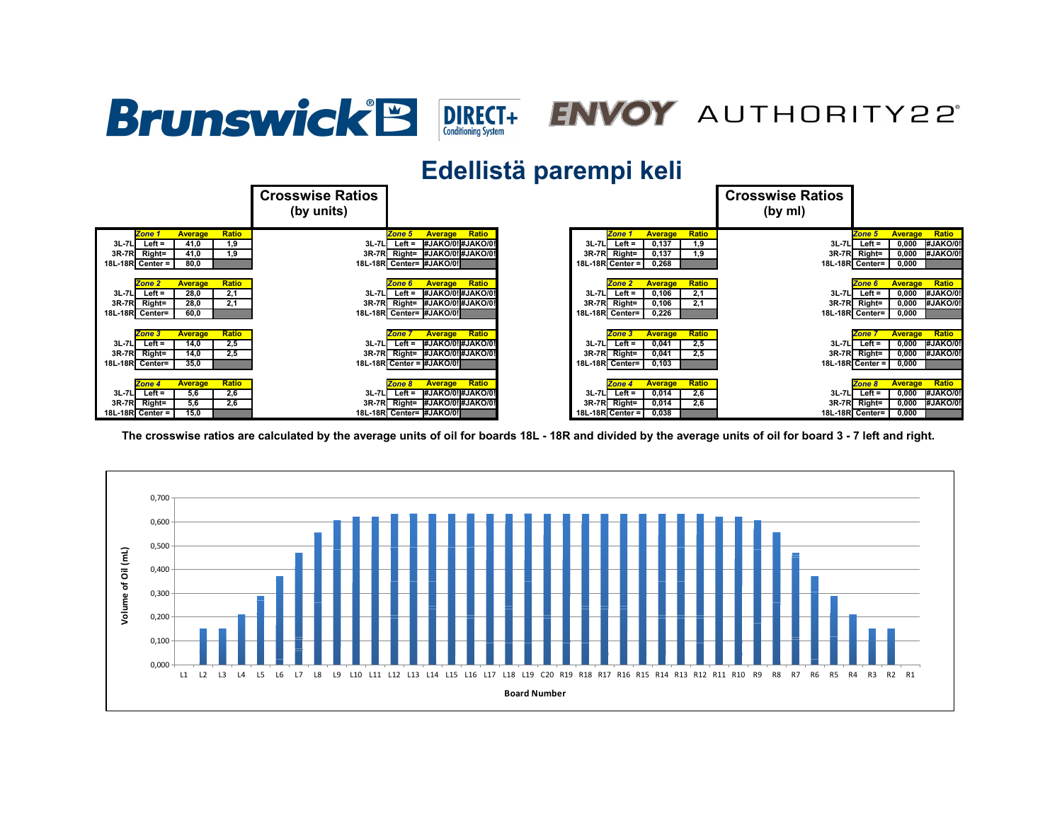Brunswick DIRECT+ Conditioning System ENVOY AUTHORITY22

# Edellistä parempi keli

## Crosswise Ratios (by units)

| | Zone 1 | Average | Ratio |
|---|---|---|---|
| 3L-7L | Left = | 41,0 | 1,9 |
| 3R-7R | Right= | 41,0 | 1,9 |
| 18L-18R | Center = | 80,0 | |

| | Zone 2 | Average | Ratio |
|---|---|---|---|
| 3L-7L | Left = | 28,0 | 2,1 |
| 3R-7R | Right= | 28,0 | 2,1 |
| 18L-18R | Center= | 60,0 | |

| | Zone 3 | Average | Ratio |
|---|---|---|---|
| 3L-7L | Left = | 14,0 | 2,5 |
| 3R-7R | Right= | 14,0 | 2,5 |
| 18L-18R | Center= | 35,0 | |

| | Zone 4 | Average | Ratio |
|---|---|---|---|
| 3L-7L | Left = | 5,6 | 2,6 |
| 3R-7R | Right= | 5,6 | 2,6 |
| 18L-18R | Center = | 15,0 | |

| | Zone 5 | Average | Ratio |
|---|---|---|---|
| 3L-7L | Left = | #JAKO/0! | #JAKO/0! |
| 3R-7R | Right= | #JAKO/0! | #JAKO/0! |
| 18L-18R | Center= | #JAKO/0! | |

| | Zone 6 | Average | Ratio |
|---|---|---|---|
| 3L-7L | Left = | #JAKO/0! | #JAKO/0! |
| 3R-7R | Right= | #JAKO/0! | #JAKO/0! |
| 18L-18R | Center= | #JAKO/0! | |

| | Zone 7 | Average | Ratio |
|---|---|---|---|
| 3L-7L | Left = | #JAKO/0! | #JAKO/0! |
| 3R-7R | Right= | #JAKO/0! | #JAKO/0! |
| 18L-18R | Center = | #JAKO/0! | |

| | Zone 8 | Average | Ratio |
|---|---|---|---|
| 3L-7L | Left = | #JAKO/0! | #JAKO/0! |
| 3R-7R | Right= | #JAKO/0! | #JAKO/0! |
| 18L-18R | Center= | #JAKO/0! | |

## Crosswise Ratios (by ml)

| | Zone 1 | Average | Ratio |
|---|---|---|---|
| 3L-7L | Left = | 0,137 | 1,9 |
| 3R-7R | Right= | 0,137 | 1,9 |
| 18L-18R | Center = | 0,268 | |

| | Zone 2 | Average | Ratio |
|---|---|---|---|
| 3L-7L | Left = | 0,106 | 2,1 |
| 3R-7R | Right= | 0,106 | 2,1 |
| 18L-18R | Center= | 0,226 | |

| | Zone 3 | Average | Ratio |
|---|---|---|---|
| 3L-7L | Left = | 0,041 | 2,5 |
| 3R-7R | Right= | 0,041 | 2,5 |
| 18L-18R | Center= | 0,103 | |

| | Zone 4 | Average | Ratio |
|---|---|---|---|
| 3L-7L | Left = | 0,014 | 2,6 |
| 3R-7R | Right= | 0,014 | 2,6 |
| 18L-18R | Center = | 0,038 | |

| | Zone 5 | Average | Ratio |
|---|---|---|---|
| 3L-7L | Left = | 0,000 | #JAKO/0! |
| 3R-7R | Right= | 0,000 | #JAKO/0! |
| 18L-18R | Center= | 0,000 | |

| | Zone 6 | Average | Ratio |
|---|---|---|---|
| 3L-7L | Left = | 0,000 | #JAKO/0! |
| 3R-7R | Right= | 0,000 | #JAKO/0! |
| 18L-18R | Center= | 0,000 | |

| | Zone 7 | Average | Ratio |
|---|---|---|---|
| 3L-7L | Left = | 0,000 | #JAKO/0! |
| 3R-7R | Right= | 0,000 | #JAKO/0! |
| 18L-18R | Center = | 0,000 | |

| | Zone 8 | Average | Ratio |
|---|---|---|---|
| 3L-7L | Left = | 0,000 | #JAKO/0! |
| 3R-7R | Right= | 0,000 | #JAKO/0! |
| 18L-18R | Center= | 0,000 | |

**The crosswise ratios are calculated by the average units of oil for boards 18L - 18R and divided by the average units of oil for board 3 - 7 left and right.**

Volume of Oil (mL)

Board Number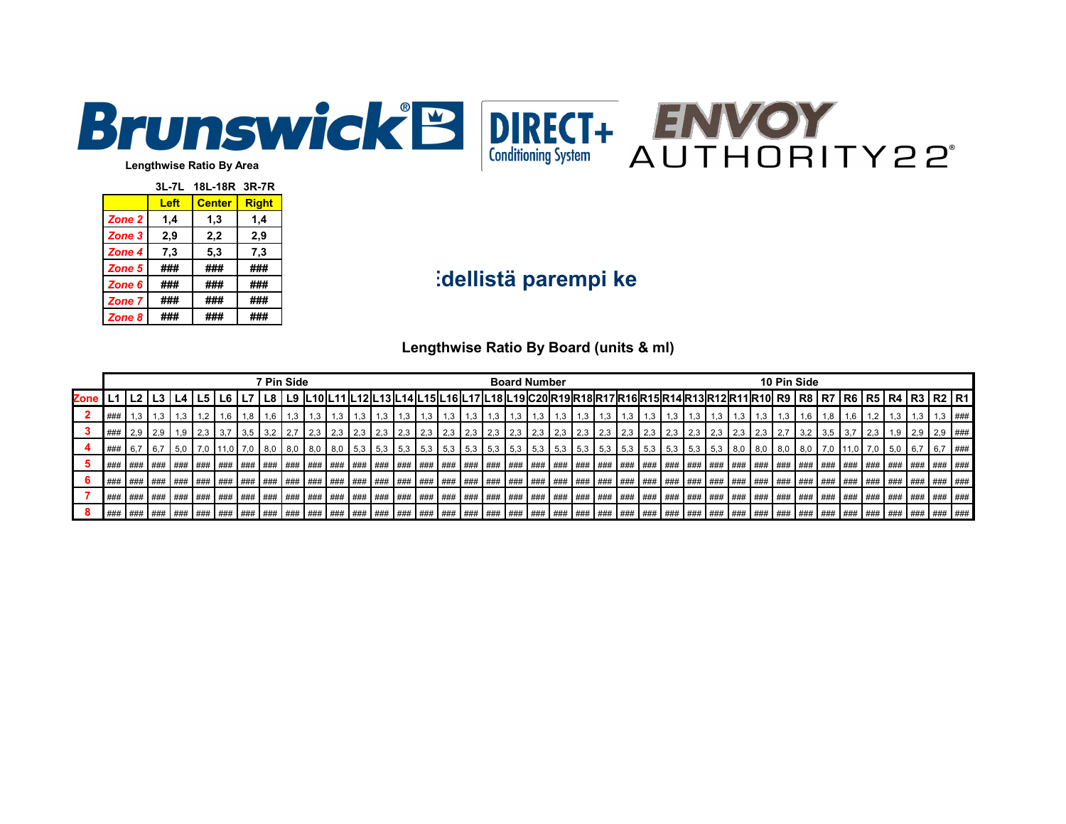**Brunswick** DIRECT+ Conditioning System ENVOY AUTHORITY22®

**Lengthwise Ratio By Area**

| | 3L-7L | 18L-18R | 3R-7R |
|---|---|---|---|
| | Left | Center | Right |
| *Zone 2* | 1,4 | 1,3 | 1,4 |
| *Zone 3* | 2,9 | 2,2 | 2,9 |
| *Zone 4* | 7,3 | 5,3 | 7,3 |
| *Zone 5* | ### | ### | ### |
| *Zone 6* | ### | ### | ### |
| *Zone 7* | ### | ### | ### |
| *Zone 8* | ### | ### | ### |

**:dellistä parempi ke**

**Lengthwise Ratio By Board (units & ml)**

| | 7 Pin Side | | | | | | | | | | | | | | | | | | | Board Number | | | | | | | | | | | | | | | | | | | | 10 Pin Side | | |
|---|---|---|---|---|---|---|---|---|---|---|---|---|---|---|---|---|---|---|---|---|---|---|---|---|---|---|---|---|---|---|---|---|---|---|---|---|---|---|---|---|
| Zone | L1 | L2 | L3 | L4 | L5 | L6 | L7 | L8 | L9 | L10 | L11 | L12 | L13 | L14 | L15 | L16 | L17 | L18 | L19 | C20 | R19 | R18 | R17 | R16 | R15 | R14 | R13 | R12 | R11 | R10 | R9 | R8 | R7 | R6 | R5 | R4 | R3 | R2 | R1 |
| 2 | ### | 1,3 | 1,3 | 1,3 | 1,2 | 1,6 | 1,8 | 1,6 | 1,3 | 1,3 | 1,3 | 1,3 | 1,3 | 1,3 | 1,3 | 1,3 | 1,3 | 1,3 | 1,3 | 1,3 | 1,3 | 1,3 | 1,3 | 1,3 | 1,3 | 1,3 | 1,3 | 1,3 | 1,3 | 1,3 | 1,3 | 1,6 | 1,8 | 1,6 | 1,2 | 1,3 | 1,3 | 1,3 | ### |
| 3 | ### | 2,9 | 2,9 | 1,9 | 2,3 | 3,7 | 3,5 | 3,2 | 2,7 | 2,3 | 2,3 | 2,3 | 2,3 | 2,3 | 2,3 | 2,3 | 2,3 | 2,3 | 2,3 | 2,3 | 2,3 | 2,3 | 2,3 | 2,3 | 2,3 | 2,3 | 2,3 | 2,3 | 2,3 | 2,3 | 2,7 | 3,2 | 3,5 | 3,7 | 2,3 | 1,9 | 2,9 | 2,9 | ### |
| 4 | ### | 6,7 | 6,7 | 5,0 | 7,0 | 11,0 | 7,0 | 8,0 | 8,0 | 8,0 | 8,0 | 5,3 | 5,3 | 5,3 | 5,3 | 5,3 | 5,3 | 5,3 | 5,3 | 5,3 | 5,3 | 5,3 | 5,3 | 5,3 | 5,3 | 5,3 | 5,3 | 5,3 | 8,0 | 8,0 | 8,0 | 8,0 | 7,0 | 11,0 | 7,0 | 5,0 | 6,7 | 6,7 | ### |
| 5 | ### | ### | ### | ### | ### | ### | ### | ### | ### | ### | ### | ### | ### | ### | ### | ### | ### | ### | ### | ### | ### | ### | ### | ### | ### | ### | ### | ### | ### | ### | ### | ### | ### | ### | ### | ### | ### | ### | ### |
| 6 | ### | ### | ### | ### | ### | ### | ### | ### | ### | ### | ### | ### | ### | ### | ### | ### | ### | ### | ### | ### | ### | ### | ### | ### | ### | ### | ### | ### | ### | ### | ### | ### | ### | ### | ### | ### | ### | ### | ### |
| 7 | ### | ### | ### | ### | ### | ### | ### | ### | ### | ### | ### | ### | ### | ### | ### | ### | ### | ### | ### | ### | ### | ### | ### | ### | ### | ### | ### | ### | ### | ### | ### | ### | ### | ### | ### | ### | ### | ### | ### |
| 8 | ### | ### | ### | ### | ### | ### | ### | ### | ### | ### | ### | ### | ### | ### | ### | ### | ### | ### | ### | ### | ### | ### | ### | ### | ### | ### | ### | ### | ### | ### | ### | ### | ### | ### | ### | ### | ### | ### | ### |